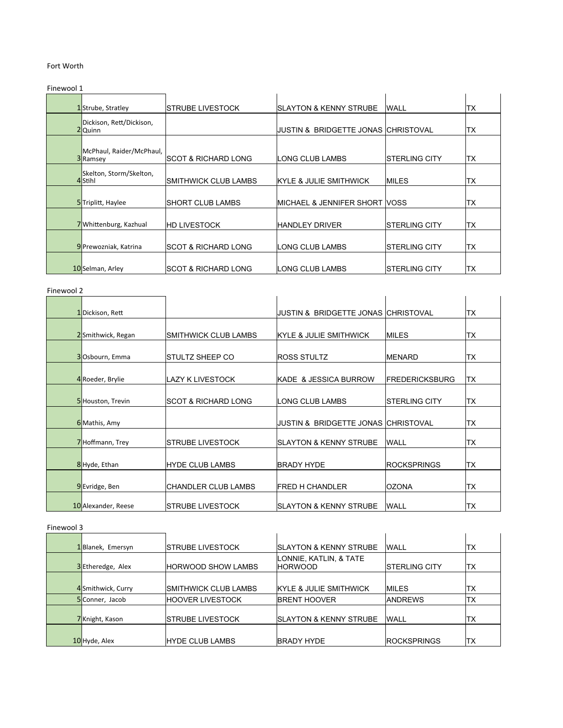Fort Worth

Finewool 1

| | | | | | |
|---|---|---|---|---|---|
| 1 | Strube, Stratley | STRUBE LIVESTOCK | SLAYTON & KENNY STRUBE | WALL | TX |
| 2 | Dickison, Rett/Dickison, Quinn | | JUSTIN & BRIDGETTE JONAS | CHRISTOVAL | TX |
| 3 | McPhaul, Raider/McPhaul, Ramsey | SCOT & RICHARD LONG | LONG CLUB LAMBS | STERLING CITY | TX |
| 4 | Skelton, Storm/Skelton, Stihl | SMITHWICK CLUB LAMBS | KYLE & JULIE SMITHWICK | MILES | TX |
| 5 | Triplitt, Haylee | SHORT CLUB LAMBS | MICHAEL & JENNIFER SHORT | VOSS | TX |
| 7 | Whittenburg, Kazhual | HD LIVESTOCK | HANDLEY DRIVER | STERLING CITY | TX |
| 9 | Prewozniak, Katrina | SCOT & RICHARD LONG | LONG CLUB LAMBS | STERLING CITY | TX |
| 10 | Selman, Arley | SCOT & RICHARD LONG | LONG CLUB LAMBS | STERLING CITY | TX |

Finewool 2

| | | | | | |
|---|---|---|---|---|---|
| 1 | Dickison, Rett | | JUSTIN & BRIDGETTE JONAS | CHRISTOVAL | TX |
| 2 | Smithwick, Regan | SMITHWICK CLUB LAMBS | KYLE & JULIE SMITHWICK | MILES | TX |
| 3 | Osbourn, Emma | STULTZ SHEEP CO | ROSS STULTZ | MENARD | TX |
| 4 | Roeder, Brylie | LAZY K LIVESTOCK | KADE & JESSICA BURROW | FREDERICKSBURG | TX |
| 5 | Houston, Trevin | SCOT & RICHARD LONG | LONG CLUB LAMBS | STERLING CITY | TX |
| 6 | Mathis, Amy | | JUSTIN & BRIDGETTE JONAS | CHRISTOVAL | TX |
| 7 | Hoffmann, Trey | STRUBE LIVESTOCK | SLAYTON & KENNY STRUBE | WALL | TX |
| 8 | Hyde, Ethan | HYDE CLUB LAMBS | BRADY HYDE | ROCKSPRINGS | TX |
| 9 | Evridge, Ben | CHANDLER CLUB LAMBS | FRED H CHANDLER | OZONA | TX |
| 10 | Alexander, Reese | STRUBE LIVESTOCK | SLAYTON & KENNY STRUBE | WALL | TX |

Finewool 3

| | | | | | |
|---|---|---|---|---|---|
| 1 | Blanek, Emersyn | STRUBE LIVESTOCK | SLAYTON & KENNY STRUBE | WALL | TX |
| 3 | Etheredge, Alex | HORWOOD SHOW LAMBS | LONNIE, KATLIN, & TATE HORWOOD | STERLING CITY | TX |
| 4 | Smithwick, Curry | SMITHWICK CLUB LAMBS | KYLE & JULIE SMITHWICK | MILES | TX |
| 5 | Conner, Jacob | HOOVER LIVESTOCK | BRENT HOOVER | ANDREWS | TX |
| 7 | Knight, Kason | STRUBE LIVESTOCK | SLAYTON & KENNY STRUBE | WALL | TX |
| 10 | Hyde, Alex | HYDE CLUB LAMBS | BRADY HYDE | ROCKSPRINGS | TX |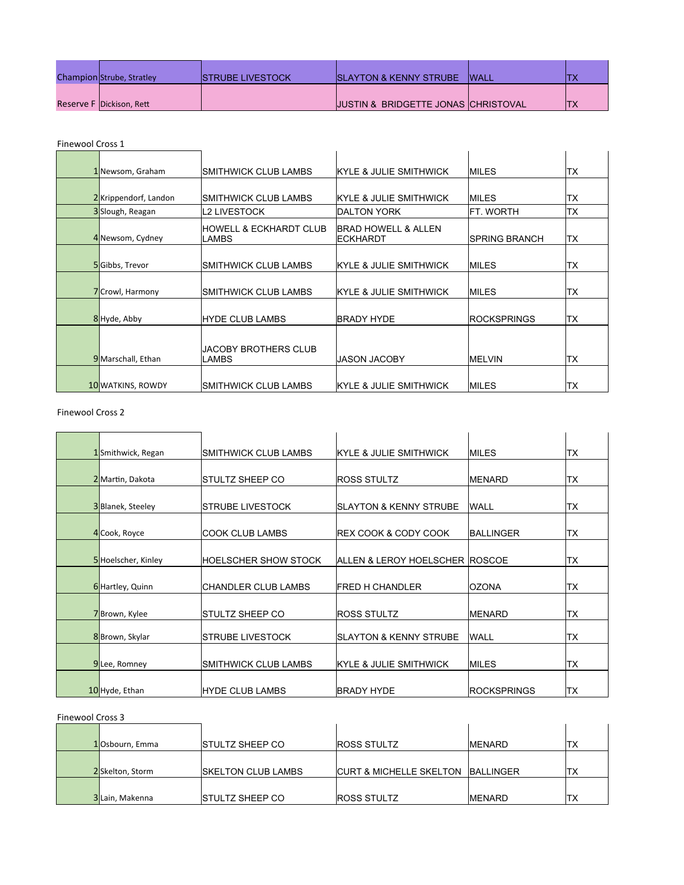| | | | | | |
|---|---|---|---|---|---|
| Champion | Strube, Stratley | STRUBE LIVESTOCK | SLAYTON & KENNY STRUBE | WALL | TX |
| Reserve F | Dickison, Rett | | JUSTIN & BRIDGETTE JONAS | CHRISTOVAL | TX |

Finewool Cross 1

| | | | | | |
|---|---|---|---|---|---|
| 1 | Newsom, Graham | SMITHWICK CLUB LAMBS | KYLE & JULIE SMITHWICK | MILES | TX |
| 2 | Krippendorf, Landon | SMITHWICK CLUB LAMBS | KYLE & JULIE SMITHWICK | MILES | TX |
| 3 | Slough, Reagan | L2 LIVESTOCK | DALTON YORK | FT. WORTH | TX |
| 4 | Newsom, Cydney | HOWELL & ECKHARDT CLUB LAMBS | BRAD HOWELL & ALLEN ECKHARDT | SPRING BRANCH | TX |
| 5 | Gibbs, Trevor | SMITHWICK CLUB LAMBS | KYLE & JULIE SMITHWICK | MILES | TX |
| 7 | Crowl, Harmony | SMITHWICK CLUB LAMBS | KYLE & JULIE SMITHWICK | MILES | TX |
| 8 | Hyde, Abby | HYDE CLUB LAMBS | BRADY HYDE | ROCKSPRINGS | TX |
| 9 | Marschall, Ethan | JACOBY BROTHERS CLUB LAMBS | JASON JACOBY | MELVIN | TX |
| 10 | WATKINS, ROWDY | SMITHWICK CLUB LAMBS | KYLE & JULIE SMITHWICK | MILES | TX |

Finewool Cross 2

| | | | | | |
|---|---|---|---|---|---|
| 1 | Smithwick, Regan | SMITHWICK CLUB LAMBS | KYLE & JULIE SMITHWICK | MILES | TX |
| 2 | Martin, Dakota | STULTZ SHEEP CO | ROSS STULTZ | MENARD | TX |
| 3 | Blanek, Steeley | STRUBE LIVESTOCK | SLAYTON & KENNY STRUBE | WALL | TX |
| 4 | Cook, Royce | COOK CLUB LAMBS | REX COOK & CODY COOK | BALLINGER | TX |
| 5 | Hoelscher, Kinley | HOELSCHER SHOW STOCK | ALLEN & LEROY HOELSCHER | ROSCOE | TX |
| 6 | Hartley, Quinn | CHANDLER CLUB LAMBS | FRED H CHANDLER | OZONA | TX |
| 7 | Brown, Kylee | STULTZ SHEEP CO | ROSS STULTZ | MENARD | TX |
| 8 | Brown, Skylar | STRUBE LIVESTOCK | SLAYTON & KENNY STRUBE | WALL | TX |
| 9 | Lee, Romney | SMITHWICK CLUB LAMBS | KYLE & JULIE SMITHWICK | MILES | TX |
| 10 | Hyde, Ethan | HYDE CLUB LAMBS | BRADY HYDE | ROCKSPRINGS | TX |

Finewool Cross 3

| | | | | | |
|---|---|---|---|---|---|
| 1 | Osbourn, Emma | STULTZ SHEEP CO | ROSS STULTZ | MENARD | TX |
| 2 | Skelton, Storm | SKELTON CLUB LAMBS | CURT & MICHELLE SKELTON | BALLINGER | TX |
| 3 | Lain, Makenna | STULTZ SHEEP CO | ROSS STULTZ | MENARD | TX |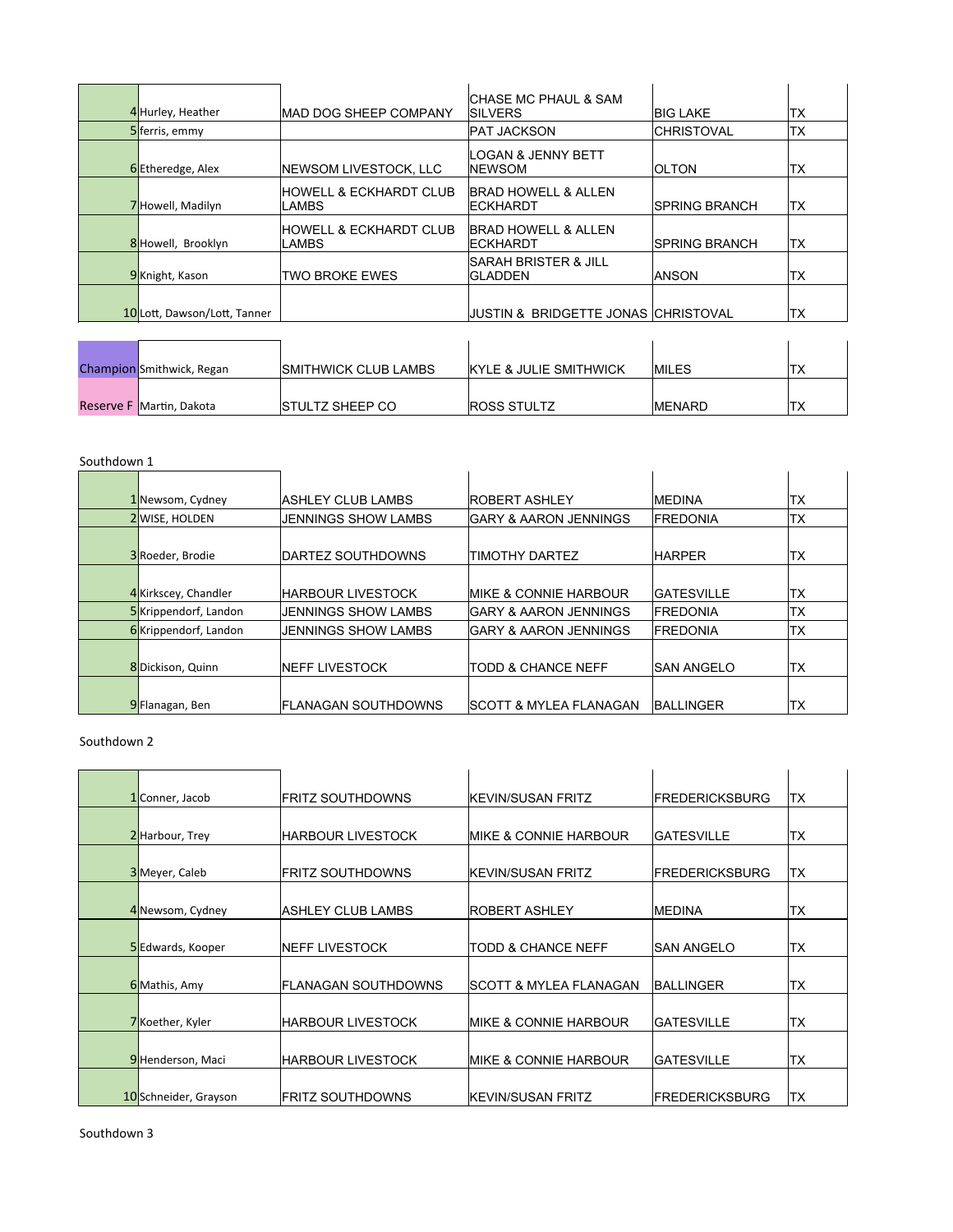| | | | | | |
|---|---|---|---|---|---|
| 4 | Hurley, Heather | MAD DOG SHEEP COMPANY | CHASE MC PHAUL & SAM SILVERS | BIG LAKE | TX |
| 5 | ferris, emmy | | PAT JACKSON | CHRISTOVAL | TX |
| 6 | Etheredge, Alex | NEWSOM LIVESTOCK, LLC | LOGAN & JENNY BETT NEWSOM | OLTON | TX |
| 7 | Howell, Madilyn | HOWELL & ECKHARDT CLUB LAMBS | BRAD HOWELL & ALLEN ECKHARDT | SPRING BRANCH | TX |
| 8 | Howell, Brooklyn | HOWELL & ECKHARDT CLUB LAMBS | BRAD HOWELL & ALLEN ECKHARDT | SPRING BRANCH | TX |
| 9 | Knight, Kason | TWO BROKE EWES | SARAH BRISTER & JILL GLADDEN | ANSON | TX |
| 10 | Lott, Dawson/Lott, Tanner | | JUSTIN & BRIDGETTE JONAS | CHRISTOVAL | TX |

| | | | | | |
|---|---|---|---|---|---|
| Champion | Smithwick, Regan | SMITHWICK CLUB LAMBS | KYLE & JULIE SMITHWICK | MILES | TX |
| Reserve F | Martin, Dakota | STULTZ SHEEP CO | ROSS STULTZ | MENARD | TX |

Southdown 1

| | | | | | |
|---|---|---|---|---|---|
| 1 | Newsom, Cydney | ASHLEY CLUB LAMBS | ROBERT ASHLEY | MEDINA | TX |
| 2 | WISE, HOLDEN | JENNINGS SHOW LAMBS | GARY & AARON JENNINGS | FREDONIA | TX |
| 3 | Roeder, Brodie | DARTEZ SOUTHDOWNS | TIMOTHY DARTEZ | HARPER | TX |
| 4 | Kirkscey, Chandler | HARBOUR LIVESTOCK | MIKE & CONNIE HARBOUR | GATESVILLE | TX |
| 5 | Krippendorf, Landon | JENNINGS SHOW LAMBS | GARY & AARON JENNINGS | FREDONIA | TX |
| 6 | Krippendorf, Landon | JENNINGS SHOW LAMBS | GARY & AARON JENNINGS | FREDONIA | TX |
| 8 | Dickison, Quinn | NEFF LIVESTOCK | TODD & CHANCE NEFF | SAN ANGELO | TX |
| 9 | Flanagan, Ben | FLANAGAN SOUTHDOWNS | SCOTT & MYLEA FLANAGAN | BALLINGER | TX |

Southdown 2

| | | | | | |
|---|---|---|---|---|---|
| 1 | Conner, Jacob | FRITZ SOUTHDOWNS | KEVIN/SUSAN FRITZ | FREDERICKSBURG | TX |
| 2 | Harbour, Trey | HARBOUR LIVESTOCK | MIKE & CONNIE HARBOUR | GATESVILLE | TX |
| 3 | Meyer, Caleb | FRITZ SOUTHDOWNS | KEVIN/SUSAN FRITZ | FREDERICKSBURG | TX |
| 4 | Newsom, Cydney | ASHLEY CLUB LAMBS | ROBERT ASHLEY | MEDINA | TX |
| 5 | Edwards, Kooper | NEFF LIVESTOCK | TODD & CHANCE NEFF | SAN ANGELO | TX |
| 6 | Mathis, Amy | FLANAGAN SOUTHDOWNS | SCOTT & MYLEA FLANAGAN | BALLINGER | TX |
| 7 | Koether, Kyler | HARBOUR LIVESTOCK | MIKE & CONNIE HARBOUR | GATESVILLE | TX |
| 9 | Henderson, Maci | HARBOUR LIVESTOCK | MIKE & CONNIE HARBOUR | GATESVILLE | TX |
| 10 | Schneider, Grayson | FRITZ SOUTHDOWNS | KEVIN/SUSAN FRITZ | FREDERICKSBURG | TX |

Southdown 3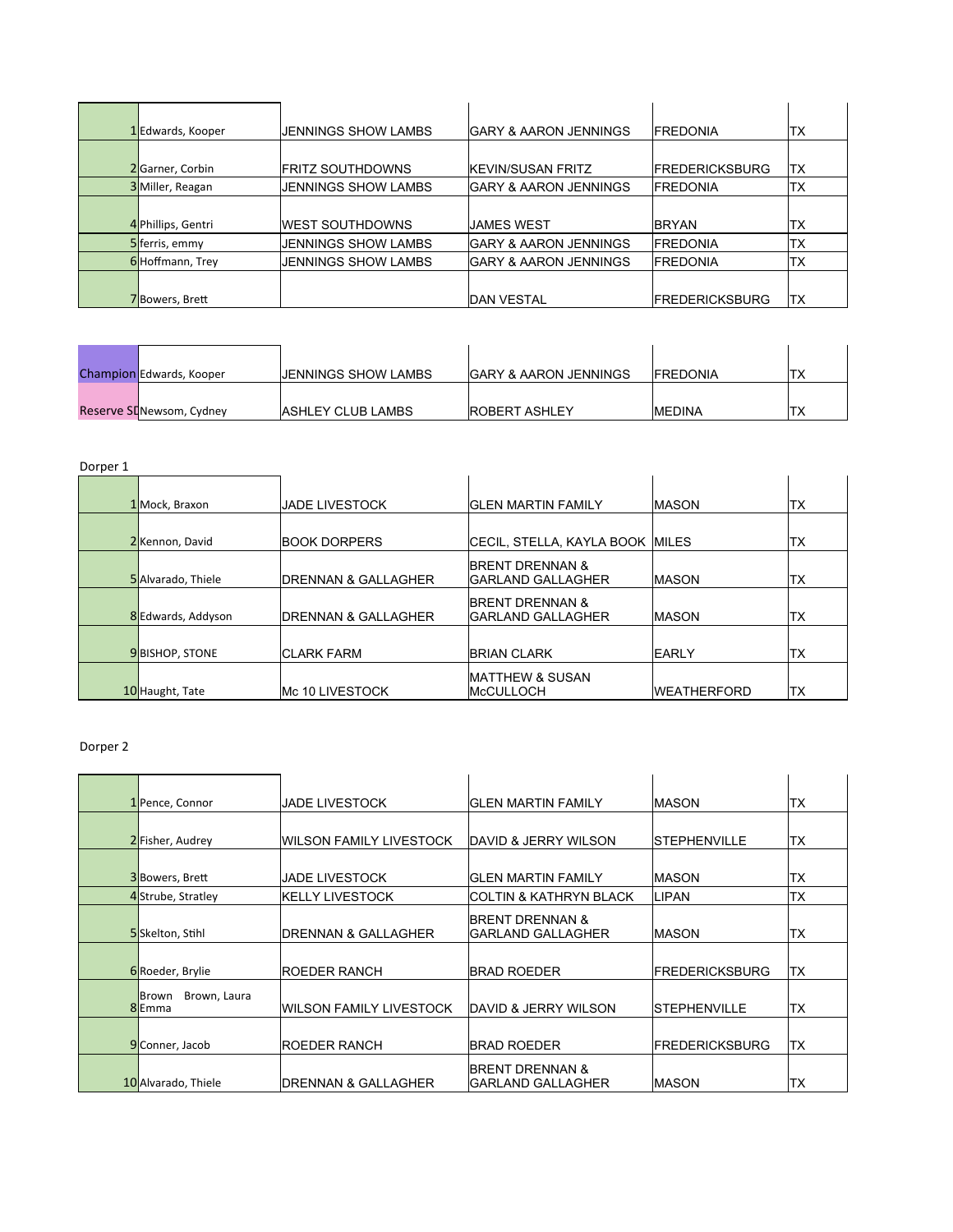| | | | | | |
|---|---|---|---|---|---|
| 1 | Edwards, Kooper | JENNINGS SHOW LAMBS | GARY & AARON JENNINGS | FREDONIA | TX |
| 2 | Garner, Corbin | FRITZ SOUTHDOWNS | KEVIN/SUSAN FRITZ | FREDERICKSBURG | TX |
| 3 | Miller, Reagan | JENNINGS SHOW LAMBS | GARY & AARON JENNINGS | FREDONIA | TX |
| 4 | Phillips, Gentri | WEST SOUTHDOWNS | JAMES WEST | BRYAN | TX |
| 5 | ferris, emmy | JENNINGS SHOW LAMBS | GARY & AARON JENNINGS | FREDONIA | TX |
| 6 | Hoffmann, Trey | JENNINGS SHOW LAMBS | GARY & AARON JENNINGS | FREDONIA | TX |
| 7 | Bowers, Brett | | DAN VESTAL | FREDERICKSBURG | TX |

| | | | | | |
|---|---|---|---|---|---|
| Champion | Edwards, Kooper | JENNINGS SHOW LAMBS | GARY & AARON JENNINGS | FREDONIA | TX |
| Reserve SI | Newsom, Cydney | ASHLEY CLUB LAMBS | ROBERT ASHLEY | MEDINA | TX |

Dorper 1

| | | | | | |
|---|---|---|---|---|---|
| 1 | Mock, Braxon | JADE LIVESTOCK | GLEN MARTIN FAMILY | MASON | TX |
| 2 | Kennon, David | BOOK DORPERS | CECIL, STELLA, KAYLA BOOK | MILES | TX |
| 5 | Alvarado, Thiele | DRENNAN & GALLAGHER | BRENT DRENNAN & GARLAND GALLAGHER | MASON | TX |
| 8 | Edwards, Addyson | DRENNAN & GALLAGHER | BRENT DRENNAN & GARLAND GALLAGHER | MASON | TX |
| 9 | BISHOP, STONE | CLARK FARM | BRIAN CLARK | EARLY | TX |
| 10 | Haught, Tate | Mc 10 LIVESTOCK | MATTHEW & SUSAN McCULLOCH | WEATHERFORD | TX |

Dorper 2

| | | | | | |
|---|---|---|---|---|---|
| 1 | Pence, Connor | JADE LIVESTOCK | GLEN MARTIN FAMILY | MASON | TX |
| 2 | Fisher, Audrey | WILSON FAMILY LIVESTOCK | DAVID & JERRY WILSON | STEPHENVILLE | TX |
| 3 | Bowers, Brett | JADE LIVESTOCK | GLEN MARTIN FAMILY | MASON | TX |
| 4 | Strube, Stratley | KELLY LIVESTOCK | COLTIN & KATHRYN BLACK | LIPAN | TX |
| 5 | Skelton, Stihl | DRENNAN & GALLAGHER | BRENT DRENNAN & GARLAND GALLAGHER | MASON | TX |
| 6 | Roeder, Brylie | ROEDER RANCH | BRAD ROEDER | FREDERICKSBURG | TX |
| 8 | Brown Brown, Laura Emma | WILSON FAMILY LIVESTOCK | DAVID & JERRY WILSON | STEPHENVILLE | TX |
| 9 | Conner, Jacob | ROEDER RANCH | BRAD ROEDER | FREDERICKSBURG | TX |
| 10 | Alvarado, Thiele | DRENNAN & GALLAGHER | BRENT DRENNAN & GARLAND GALLAGHER | MASON | TX |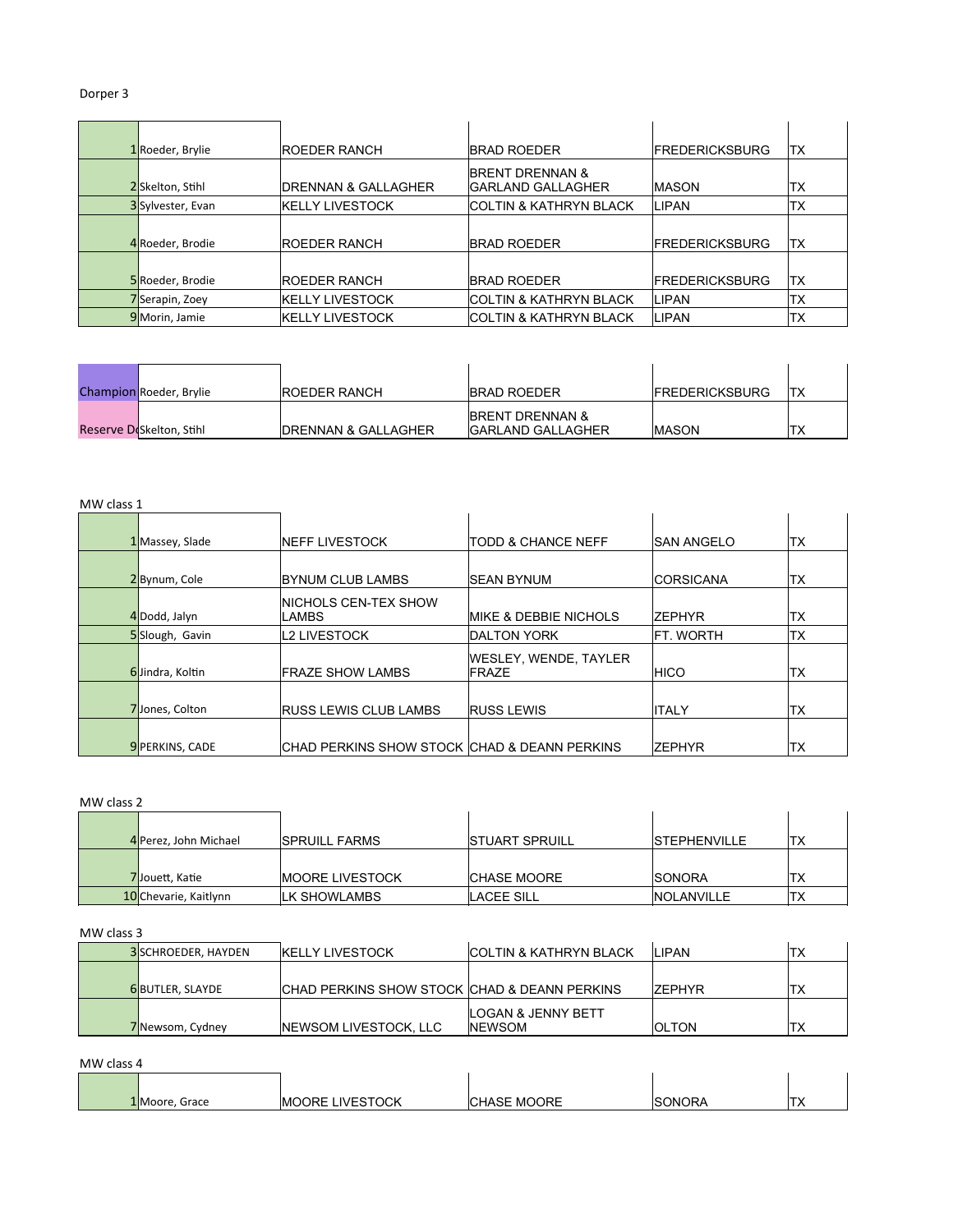Dorper 3

| | | | | | |
|---|---|---|---|---|---|
| 1 | Roeder, Brylie | ROEDER RANCH | BRAD ROEDER | FREDERICKSBURG | TX |
| 2 | Skelton, Stihl | DRENNAN & GALLAGHER | BRENT DRENNAN & GARLAND GALLAGHER | MASON | TX |
| 3 | Sylvester, Evan | KELLY LIVESTOCK | COLTIN & KATHRYN BLACK | LIPAN | TX |
| 4 | Roeder, Brodie | ROEDER RANCH | BRAD ROEDER | FREDERICKSBURG | TX |
| 5 | Roeder, Brodie | ROEDER RANCH | BRAD ROEDER | FREDERICKSBURG | TX |
| 7 | Serapin, Zoey | KELLY LIVESTOCK | COLTIN & KATHRYN BLACK | LIPAN | TX |
| 9 | Morin, Jamie | KELLY LIVESTOCK | COLTIN & KATHRYN BLACK | LIPAN | TX |

| | | | | | |
|---|---|---|---|---|---|
| Champion | Roeder, Brylie | ROEDER RANCH | BRAD ROEDER | FREDERICKSBURG | TX |
| Reserve D | Skelton, Stihl | DRENNAN & GALLAGHER | BRENT DRENNAN & GARLAND GALLAGHER | MASON | TX |

MW class 1

| | | | | | |
|---|---|---|---|---|---|
| 1 | Massey, Slade | NEFF LIVESTOCK | TODD & CHANCE NEFF | SAN ANGELO | TX |
| 2 | Bynum, Cole | BYNUM CLUB LAMBS | SEAN BYNUM | CORSICANA | TX |
| 4 | Dodd, Jalyn | NICHOLS CEN-TEX SHOW LAMBS | MIKE & DEBBIE NICHOLS | ZEPHYR | TX |
| 5 | Slough, Gavin | L2 LIVESTOCK | DALTON YORK | FT. WORTH | TX |
| 6 | Jindra, Koltin | FRAZE SHOW LAMBS | WESLEY, WENDE, TAYLER FRAZE | HICO | TX |
| 7 | Jones, Colton | RUSS LEWIS CLUB LAMBS | RUSS LEWIS | ITALY | TX |
| 9 | PERKINS, CADE | CHAD PERKINS SHOW STOCK | CHAD & DEANN PERKINS | ZEPHYR | TX |

MW class 2

| | | | | | |
|---|---|---|---|---|---|
| 4 | Perez, John Michael | SPRUILL FARMS | STUART SPRUILL | STEPHENVILLE | TX |
| 7 | Jouett, Katie | MOORE LIVESTOCK | CHASE MOORE | SONORA | TX |
| 10 | Chevarie, Kaitlynn | LK SHOWLAMBS | LACEE SILL | NOLANVILLE | TX |

MW class 3

| | | | | | |
|---|---|---|---|---|---|
| 3 | SCHROEDER, HAYDEN | KELLY LIVESTOCK | COLTIN & KATHRYN BLACK | LIPAN | TX |
| 6 | BUTLER, SLAYDE | CHAD PERKINS SHOW STOCK | CHAD & DEANN PERKINS | ZEPHYR | TX |
| 7 | Newsom, Cydney | NEWSOM LIVESTOCK, LLC | LOGAN & JENNY BETT NEWSOM | OLTON | TX |

MW class 4

| | | | | | |
|---|---|---|---|---|---|
| 1 | Moore, Grace | MOORE LIVESTOCK | CHASE MOORE | SONORA | TX |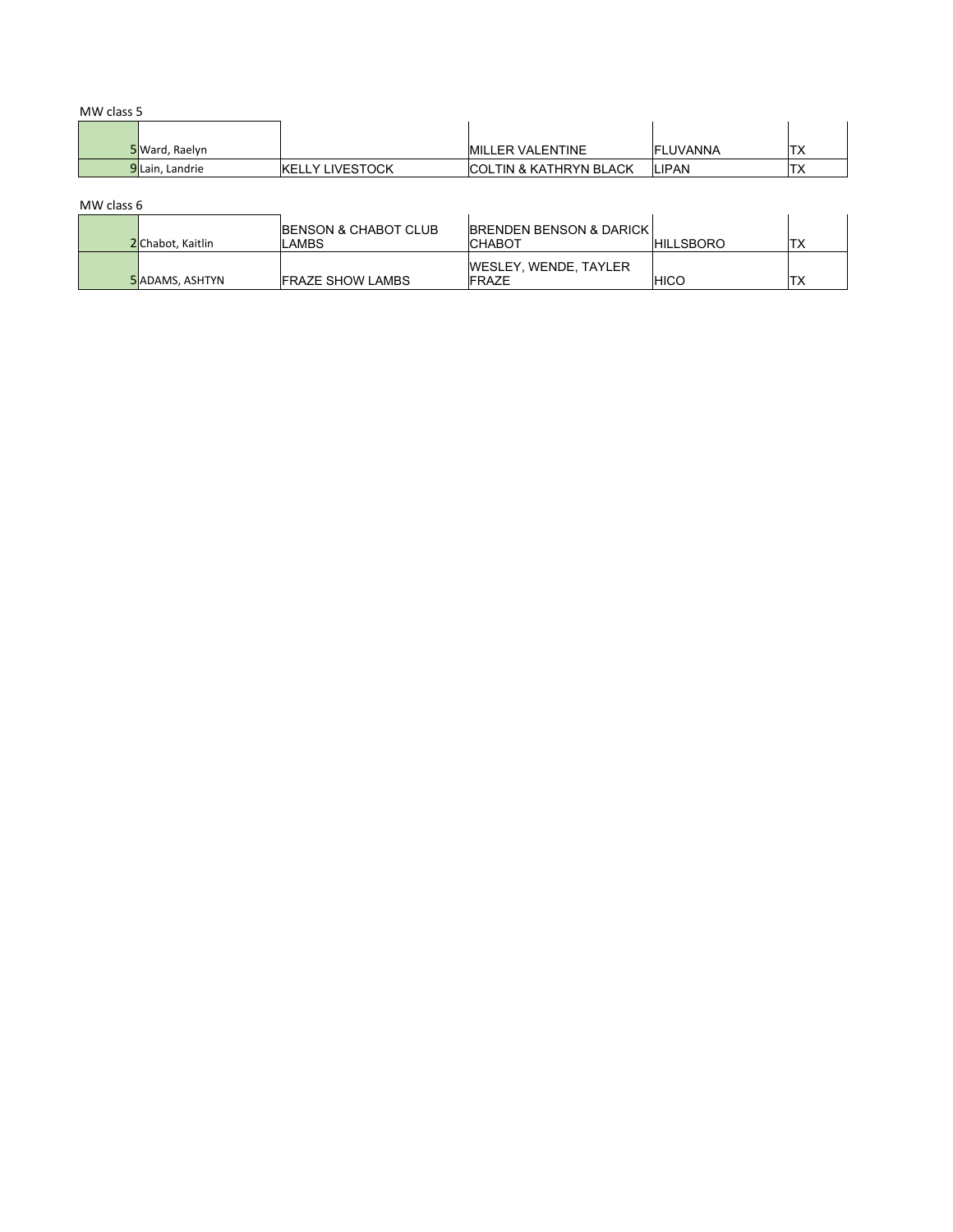MW class 5

| | | | | | |
|---|---|---|---|---|---|
| | 5 Ward, Raelyn | | MILLER VALENTINE | FLUVANNA | TX |
| | 9 Lain, Landrie | KELLY LIVESTOCK | COLTIN & KATHRYN BLACK | LIPAN | TX |

MW class 6

| | | | | | |
|---|---|---|---|---|---|
| | 2 Chabot, Kaitlin | BENSON & CHABOT CLUB LAMBS | BRENDEN BENSON & DARICK CHABOT | HILLSBORO | TX |
| | 5 ADAMS, ASHTYN | FRAZE SHOW LAMBS | WESLEY, WENDE, TAYLER FRAZE | HICO | TX |